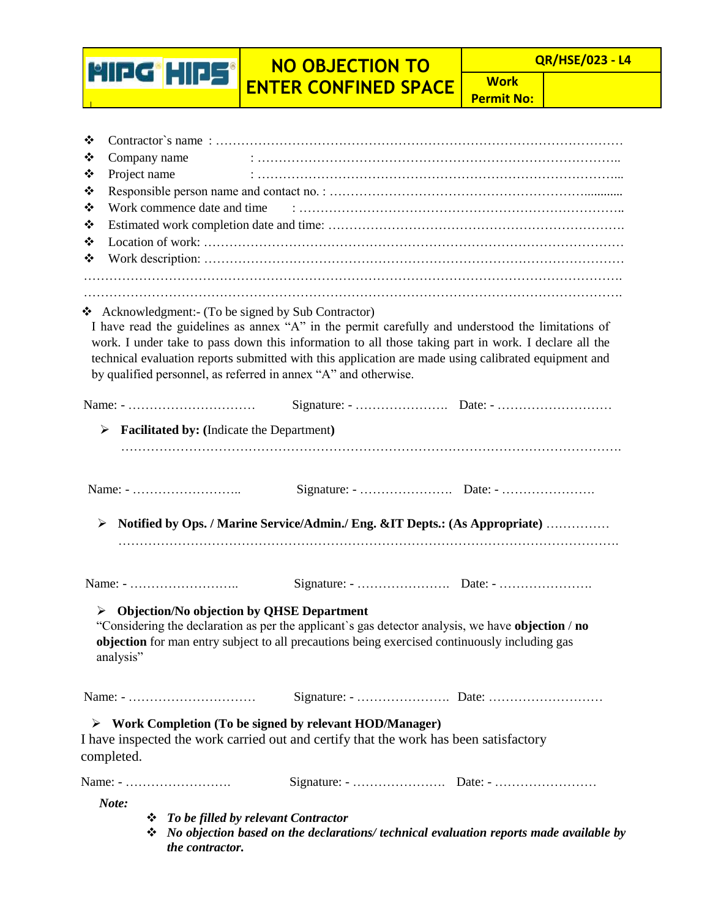| HIPG HIPS | NO OBJECTION TO ENTER CONFINED SPACE | QR/HSE/023 - L4 | |
|---|---|---|---|
| | | Work Permit No: | |

- Contractor`s name : ……………………………………………………………………………………
- Company name : ………………………………………………………………………….
- Project name : …………………………………………………………………………...
- Responsible person name and contact no. : ………………………………………………….............
- Work commence date and time : ………………………………………………………………..
- Estimated work completion date and time: …………………………………………………………….
- Location of work: ……………………………………………………………………………………
- Work description: ……………………………………………………………………………………

……………………………………………………………………………………………………………….

……………………………………………………………………………………………………………….

- Acknowledgment:- (To be signed by Sub Contractor)

I have read the guidelines as annex "A" in the permit carefully and understood the limitations of work. I under take to pass down this information to all those taking part in work. I declare all the technical evaluation reports submitted with this application are made using calibrated equipment and by qualified personnel, as referred in annex "A" and otherwise.

Name: - …………………………  Signature: - ………………….  Date: - ………………………

- **Facilitated by: (**Indicate the Department**)**

  ……………………………………………………………………………………………………….

Name: - ……………………..  Signature: - ………………….  Date: - ………………….

- **Notified by Ops. / Marine Service/Admin./ Eng. &IT Depts.: (As Appropriate)** ……………

  ……………………………………………………………………………………………………….

Name: - ……………………..  Signature: - ………………….  Date: - ………………….

- **Objection/No objection by QHSE Department**

"Considering the declaration as per the applicant`s gas detector analysis, we have **objection** / **no objection** for man entry subject to all precautions being exercised continuously including gas analysis"

Name: - …………………………  Signature: - ………………….  Date: ………………………

- **Work Completion (To be signed by relevant HOD/Manager)**

I have inspected the work carried out and certify that the work has been satisfactory completed.

Name: - …………………….  Signature: - ………………….  Date: - ……………………

***Note:***

- ***To be filled by relevant Contractor***
- ***No objection based on the declarations/ technical evaluation reports made available by the contractor.***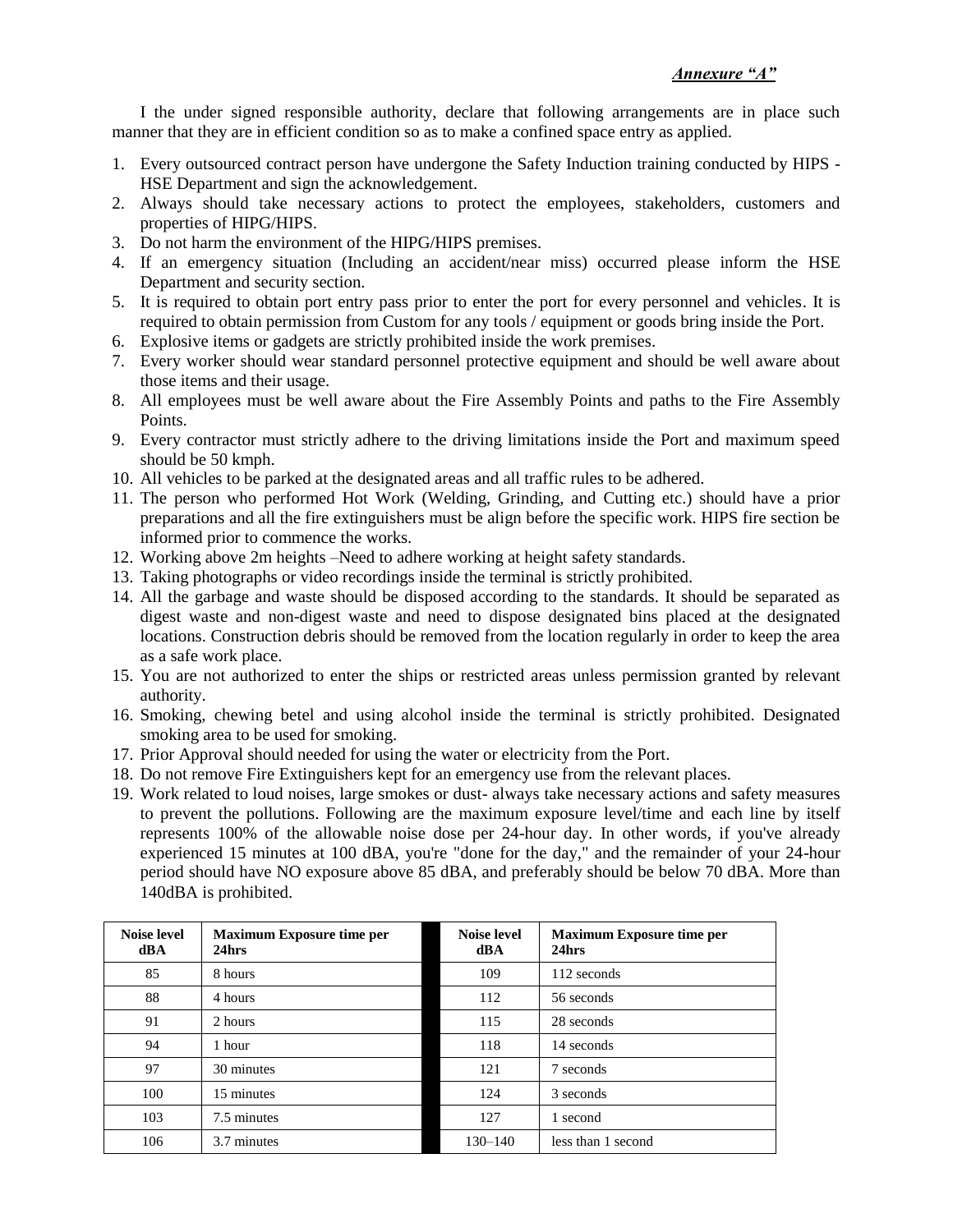***Annexure "A"***

I the under signed responsible authority, declare that following arrangements are in place such manner that they are in efficient condition so as to make a confined space entry as applied.

1. Every outsourced contract person have undergone the Safety Induction training conducted by HIPS - HSE Department and sign the acknowledgement.
2. Always should take necessary actions to protect the employees, stakeholders, customers and properties of HIPG/HIPS.
3. Do not harm the environment of the HIPG/HIPS premises.
4. If an emergency situation (Including an accident/near miss) occurred please inform the HSE Department and security section.
5. It is required to obtain port entry pass prior to enter the port for every personnel and vehicles. It is required to obtain permission from Custom for any tools / equipment or goods bring inside the Port.
6. Explosive items or gadgets are strictly prohibited inside the work premises.
7. Every worker should wear standard personnel protective equipment and should be well aware about those items and their usage.
8. All employees must be well aware about the Fire Assembly Points and paths to the Fire Assembly Points.
9. Every contractor must strictly adhere to the driving limitations inside the Port and maximum speed should be 50 kmph.
10. All vehicles to be parked at the designated areas and all traffic rules to be adhered.
11. The person who performed Hot Work (Welding, Grinding, and Cutting etc.) should have a prior preparations and all the fire extinguishers must be align before the specific work. HIPS fire section be informed prior to commence the works.
12. Working above 2m heights –Need to adhere working at height safety standards.
13. Taking photographs or video recordings inside the terminal is strictly prohibited.
14. All the garbage and waste should be disposed according to the standards. It should be separated as digest waste and non-digest waste and need to dispose designated bins placed at the designated locations. Construction debris should be removed from the location regularly in order to keep the area as a safe work place.
15. You are not authorized to enter the ships or restricted areas unless permission granted by relevant authority.
16. Smoking, chewing betel and using alcohol inside the terminal is strictly prohibited. Designated smoking area to be used for smoking.
17. Prior Approval should needed for using the water or electricity from the Port.
18. Do not remove Fire Extinguishers kept for an emergency use from the relevant places.
19. Work related to loud noises, large smokes or dust- always take necessary actions and safety measures to prevent the pollutions. Following are the maximum exposure level/time and each line by itself represents 100% of the allowable noise dose per 24-hour day. In other words, if you've already experienced 15 minutes at 100 dBA, you're "done for the day," and the remainder of your 24-hour period should have NO exposure above 85 dBA, and preferably should be below 70 dBA. More than 140dBA is prohibited.

| Noise level dBA | Maximum Exposure time per 24hrs | Noise level dBA | Maximum Exposure time per 24hrs |
|---|---|---|---|
| 85 | 8 hours | 109 | 112 seconds |
| 88 | 4 hours | 112 | 56 seconds |
| 91 | 2 hours | 115 | 28 seconds |
| 94 | 1 hour | 118 | 14 seconds |
| 97 | 30 minutes | 121 | 7 seconds |
| 100 | 15 minutes | 124 | 3 seconds |
| 103 | 7.5 minutes | 127 | 1 second |
| 106 | 3.7 minutes | 130–140 | less than 1 second |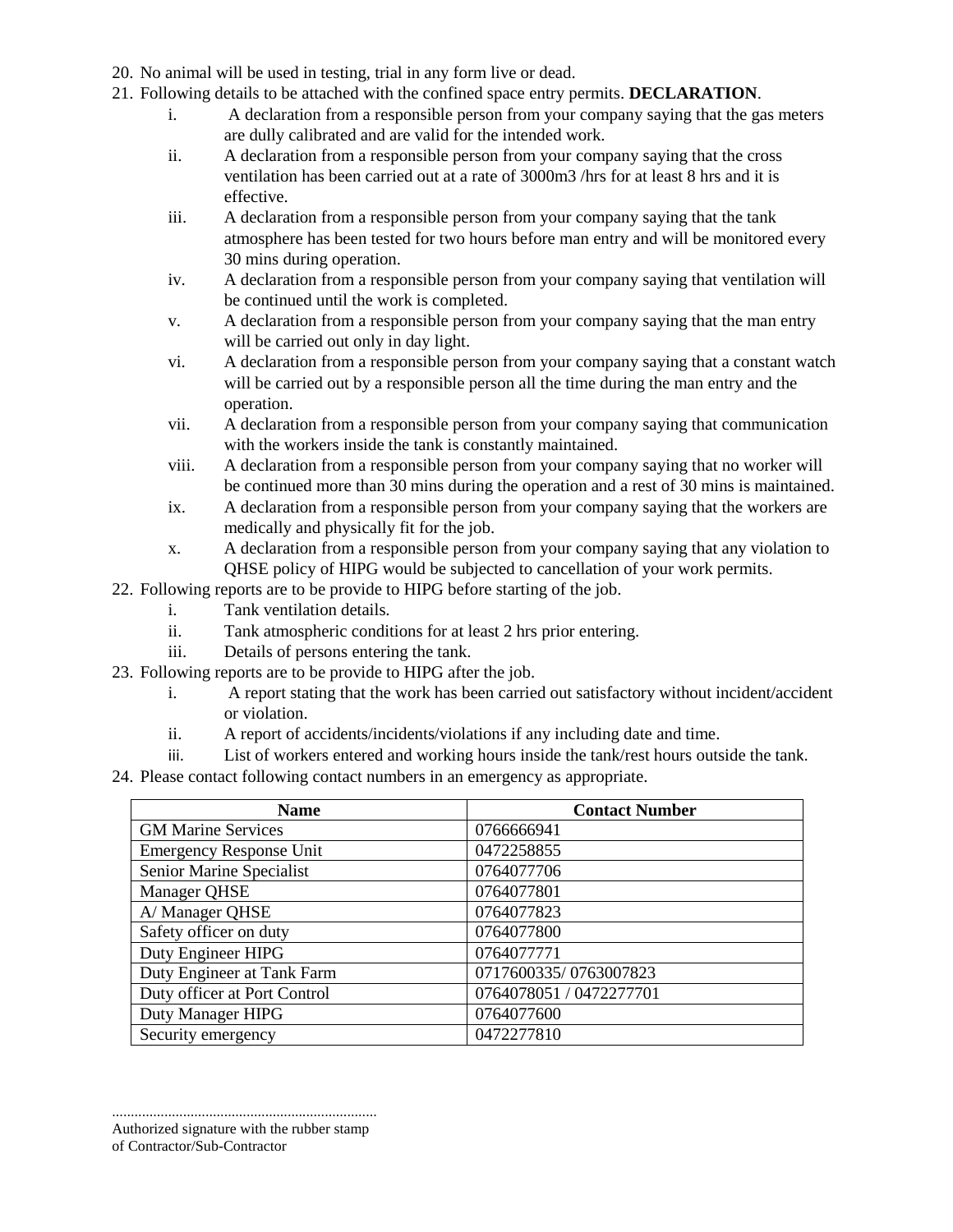20. No animal will be used in testing, trial in any form live or dead.
21. Following details to be attached with the confined space entry permits. **DECLARATION**.
    i. A declaration from a responsible person from your company saying that the gas meters are dully calibrated and are valid for the intended work.
    ii. A declaration from a responsible person from your company saying that the cross ventilation has been carried out at a rate of 3000m3 /hrs for at least 8 hrs and it is effective.
    iii. A declaration from a responsible person from your company saying that the tank atmosphere has been tested for two hours before man entry and will be monitored every 30 mins during operation.
    iv. A declaration from a responsible person from your company saying that ventilation will be continued until the work is completed.
    v. A declaration from a responsible person from your company saying that the man entry will be carried out only in day light.
    vi. A declaration from a responsible person from your company saying that a constant watch will be carried out by a responsible person all the time during the man entry and the operation.
    vii. A declaration from a responsible person from your company saying that communication with the workers inside the tank is constantly maintained.
    viii. A declaration from a responsible person from your company saying that no worker will be continued more than 30 mins during the operation and a rest of 30 mins is maintained.
    ix. A declaration from a responsible person from your company saying that the workers are medically and physically fit for the job.
    x. A declaration from a responsible person from your company saying that any violation to QHSE policy of HIPG would be subjected to cancellation of your work permits.
22. Following reports are to be provide to HIPG before starting of the job.
    i. Tank ventilation details.
    ii. Tank atmospheric conditions for at least 2 hrs prior entering.
    iii. Details of persons entering the tank.
23. Following reports are to be provide to HIPG after the job.
    i. A report stating that the work has been carried out satisfactory without incident/accident or violation.
    ii. A report of accidents/incidents/violations if any including date and time.
    iii. List of workers entered and working hours inside the tank/rest hours outside the tank.
24. Please contact following contact numbers in an emergency as appropriate.

| Name | Contact Number |
|---|---|
| GM Marine Services | 0766666941 |
| Emergency Response Unit | 0472258855 |
| Senior Marine Specialist | 0764077706 |
| Manager QHSE | 0764077801 |
| A/ Manager QHSE | 0764077823 |
| Safety officer on duty | 0764077800 |
| Duty Engineer HIPG | 0764077771 |
| Duty Engineer at Tank Farm | 0717600335/ 0763007823 |
| Duty officer at Port Control | 0764078051 / 0472277701 |
| Duty Manager HIPG | 0764077600 |
| Security emergency | 0472277810 |

.......................................................................

Authorized signature with the rubber stamp
of Contractor/Sub-Contractor